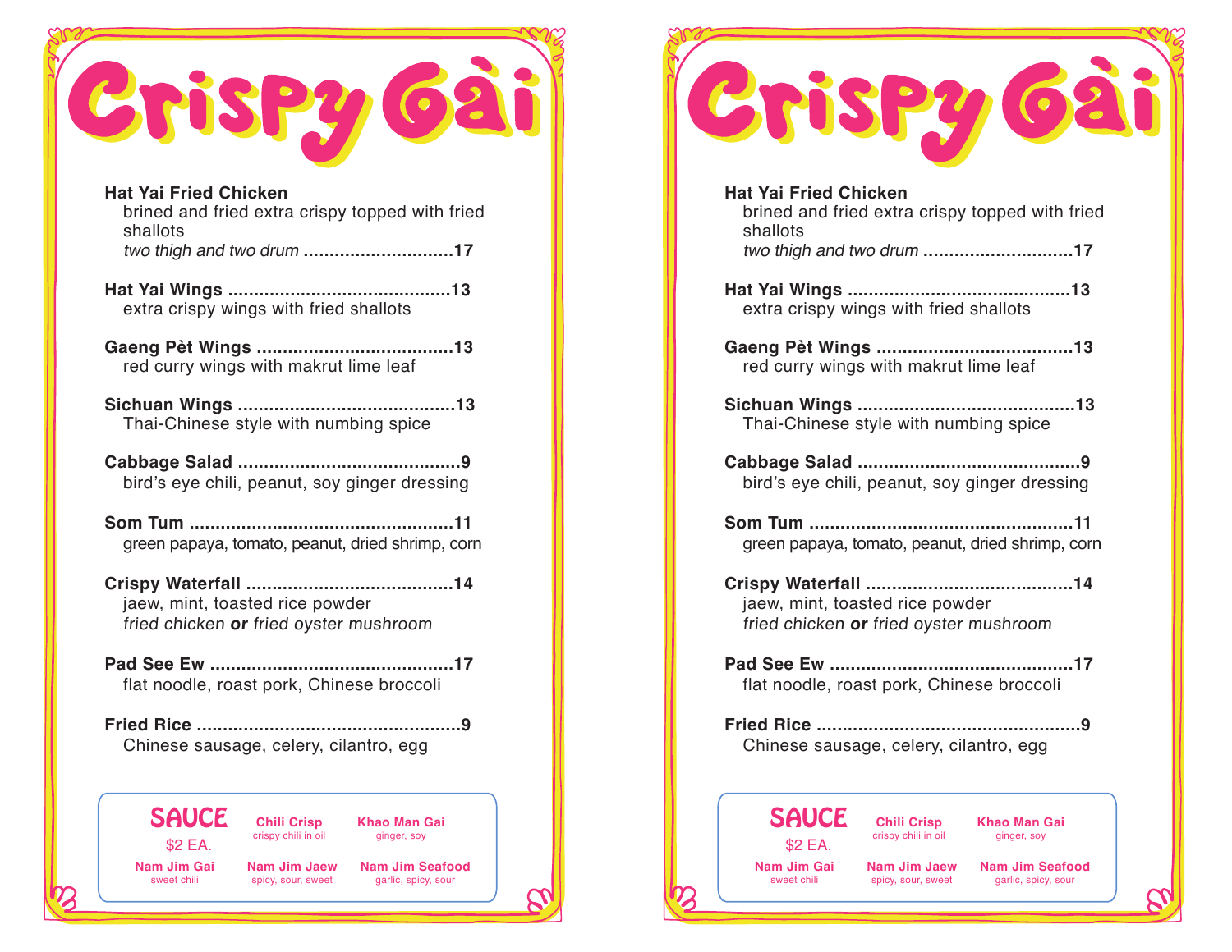# Crispy Gài

**Hat Yai Fried Chicken**
brined and fried extra crispy topped with fried shallots
*two thigh and two drum* ............................**17**

**Hat Yai Wings ..........................................13**
extra crispy wings with fried shallots

**Gaeng Pèt Wings .....................................13**
red curry wings with makrut lime leaf

**Sichuan Wings .........................................13**
Thai-Chinese style with numbing spice

**Cabbage Salad ..........................................9**
bird's eye chili, peanut, soy ginger dressing

**Som Tum ..................................................11**
green papaya, tomato, peanut, dried shrimp, corn

**Crispy Waterfall .......................................14**
jaew, mint, toasted rice powder
*fried chicken **or** fried oyster mushroom*

**Pad See Ew ..............................................17**
flat noodle, roast pork, Chinese broccoli

**Fried Rice .................................................9**
Chinese sausage, celery, cilantro, egg

## SAUCE
$2 EA.

**Chili Crisp**
crispy chili in oil

**Khao Man Gai**
ginger, soy

**Nam Jim Gai**
sweet chili

**Nam Jim Jaew**
spicy, sour, sweet

**Nam Jim Seafood**
garlic, spicy, sour

# Crispy Gài

**Hat Yai Fried Chicken**
brined and fried extra crispy topped with fried shallots
*two thigh and two drum* ............................**17**

**Hat Yai Wings ..........................................13**
extra crispy wings with fried shallots

**Gaeng Pèt Wings .....................................13**
red curry wings with makrut lime leaf

**Sichuan Wings .........................................13**
Thai-Chinese style with numbing spice

**Cabbage Salad ..........................................9**
bird's eye chili, peanut, soy ginger dressing

**Som Tum ..................................................11**
green papaya, tomato, peanut, dried shrimp, corn

**Crispy Waterfall .......................................14**
jaew, mint, toasted rice powder
*fried chicken **or** fried oyster mushroom*

**Pad See Ew ..............................................17**
flat noodle, roast pork, Chinese broccoli

**Fried Rice .................................................9**
Chinese sausage, celery, cilantro, egg

## SAUCE
$2 EA.

**Chili Crisp**
crispy chili in oil

**Khao Man Gai**
ginger, soy

**Nam Jim Gai**
sweet chili

**Nam Jim Jaew**
spicy, sour, sweet

**Nam Jim Seafood**
garlic, spicy, sour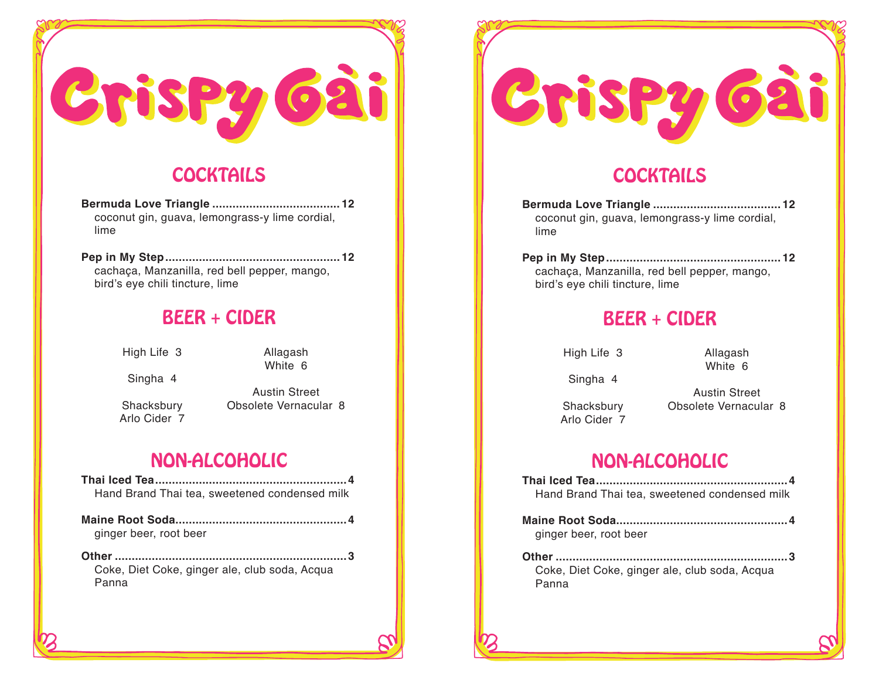# Crispy Gài

## COCKTAILS

**Bermuda Love Triangle ...................................... 12**
coconut gin, guava, lemongrass-y lime cordial, lime

**Pep in My Step.................................................... 12**
cachaça, Manzanilla, red bell pepper, mango, bird's eye chili tincture, lime

## BEER + CIDER

High Life 3

Singha 4

Shacksbury Arlo Cider 7

Allagash White 6

Austin Street Obsolete Vernacular 8

## NON-ALCOHOLIC

**Thai Iced Tea......................................................... 4**
Hand Brand Thai tea, sweetened condensed milk

**Maine Root Soda.................................................. 4**
ginger beer, root beer

**Other .................................................................... 3**
Coke, Diet Coke, ginger ale, club soda, Acqua Panna

# Crispy Gài

## COCKTAILS

**Bermuda Love Triangle ...................................... 12**
coconut gin, guava, lemongrass-y lime cordial, lime

**Pep in My Step.................................................... 12**
cachaça, Manzanilla, red bell pepper, mango, bird's eye chili tincture, lime

## BEER + CIDER

High Life 3

Singha 4

Shacksbury Arlo Cider 7

Allagash White 6

Austin Street Obsolete Vernacular 8

## NON-ALCOHOLIC

**Thai Iced Tea......................................................... 4**
Hand Brand Thai tea, sweetened condensed milk

**Maine Root Soda.................................................. 4**
ginger beer, root beer

**Other .................................................................... 3**
Coke, Diet Coke, ginger ale, club soda, Acqua Panna